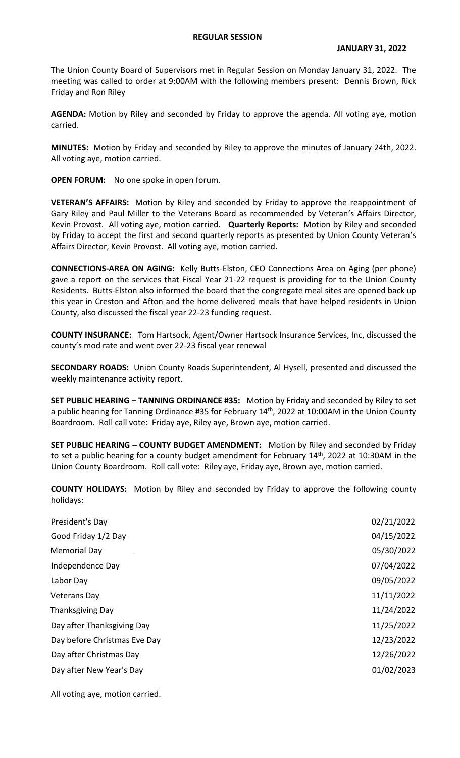# REGULAR SESSION

**JANUARY 31, 2022**

The Union County Board of Supervisors met in Regular Session on Monday January 31, 2022. The meeting was called to order at 9:00AM with the following members present: Dennis Brown, Rick Friday and Ron Riley

**AGENDA:** Motion by Riley and seconded by Friday to approve the agenda. All voting aye, motion carried.

**MINUTES:** Motion by Friday and seconded by Riley to approve the minutes of January 24th, 2022. All voting aye, motion carried.

**OPEN FORUM:** No one spoke in open forum.

**VETERAN'S AFFAIRS:** Motion by Riley and seconded by Friday to approve the reappointment of Gary Riley and Paul Miller to the Veterans Board as recommended by Veteran's Affairs Director, Kevin Provost. All voting aye, motion carried. **Quarterly Reports:** Motion by Riley and seconded by Friday to accept the first and second quarterly reports as presented by Union County Veteran's Affairs Director, Kevin Provost. All voting aye, motion carried.

**CONNECTIONS-AREA ON AGING:** Kelly Butts-Elston, CEO Connections Area on Aging (per phone) gave a report on the services that Fiscal Year 21-22 request is providing for to the Union County Residents. Butts-Elston also informed the board that the congregate meal sites are opened back up this year in Creston and Afton and the home delivered meals that have helped residents in Union County, also discussed the fiscal year 22-23 funding request.

**COUNTY INSURANCE:** Tom Hartsock, Agent/Owner Hartsock Insurance Services, Inc, discussed the county's mod rate and went over 22-23 fiscal year renewal

**SECONDARY ROADS:** Union County Roads Superintendent, Al Hysell, presented and discussed the weekly maintenance activity report.

**SET PUBLIC HEARING – TANNING ORDINANCE #35:** Motion by Friday and seconded by Riley to set a public hearing for Tanning Ordinance #35 for February 14th, 2022 at 10:00AM in the Union County Boardroom. Roll call vote: Friday aye, Riley aye, Brown aye, motion carried.

**SET PUBLIC HEARING – COUNTY BUDGET AMENDMENT:** Motion by Riley and seconded by Friday to set a public hearing for a county budget amendment for February 14th, 2022 at 10:30AM in the Union County Boardroom. Roll call vote: Riley aye, Friday aye, Brown aye, motion carried.

**COUNTY HOLIDAYS:** Motion by Riley and seconded by Friday to approve the following county holidays:

| Holiday | Date |
|---|---|
| President's Day | 02/21/2022 |
| Good Friday 1/2 Day | 04/15/2022 |
| Memorial Day | 05/30/2022 |
| Independence Day | 07/04/2022 |
| Labor Day | 09/05/2022 |
| Veterans Day | 11/11/2022 |
| Thanksgiving Day | 11/24/2022 |
| Day after Thanksgiving Day | 11/25/2022 |
| Day before Christmas Eve Day | 12/23/2022 |
| Day after Christmas Day | 12/26/2022 |
| Day after New Year's Day | 01/02/2023 |

All voting aye, motion carried.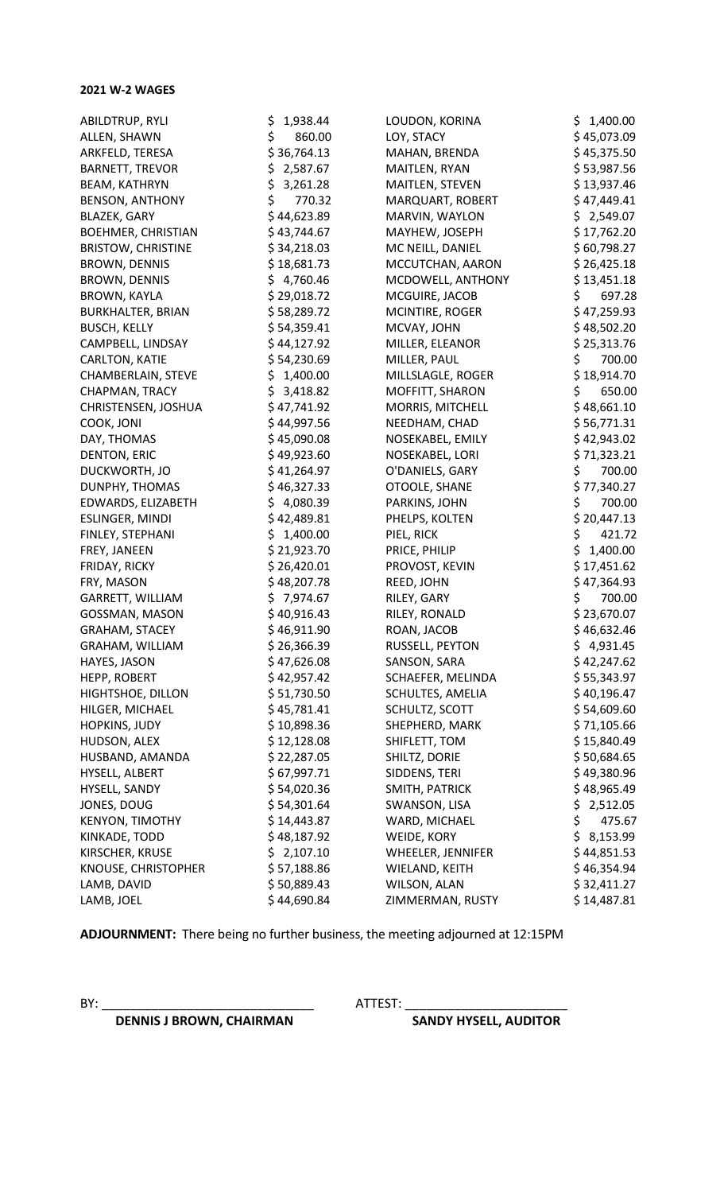**2021 W-2 WAGES**

| | | | |
|---|---|---|---|
| ABILDTRUP, RYLI | $ 1,938.44 | LOUDON, KORINA | $ 1,400.00 |
| ALLEN, SHAWN | $ 860.00 | LOY, STACY | $ 45,073.09 |
| ARKFELD, TERESA | $ 36,764.13 | MAHAN, BRENDA | $ 45,375.50 |
| BARNETT, TREVOR | $ 2,587.67 | MAITLEN, RYAN | $ 53,987.56 |
| BEAM, KATHRYN | $ 3,261.28 | MAITLEN, STEVEN | $ 13,937.46 |
| BENSON, ANTHONY | $ 770.32 | MARQUART, ROBERT | $ 47,449.41 |
| BLAZEK, GARY | $ 44,623.89 | MARVIN, WAYLON | $ 2,549.07 |
| BOEHMER, CHRISTIAN | $ 43,744.67 | MAYHEW, JOSEPH | $ 17,762.20 |
| BRISTOW, CHRISTINE | $ 34,218.03 | MC NEILL, DANIEL | $ 60,798.27 |
| BROWN, DENNIS | $ 18,681.73 | MCCUTCHAN, AARON | $ 26,425.18 |
| BROWN, DENNIS | $ 4,760.46 | MCDOWELL, ANTHONY | $ 13,451.18 |
| BROWN, KAYLA | $ 29,018.72 | MCGUIRE, JACOB | $ 697.28 |
| BURKHALTER, BRIAN | $ 58,289.72 | MCINTIRE, ROGER | $ 47,259.93 |
| BUSCH, KELLY | $ 54,359.41 | MCVAY, JOHN | $ 48,502.20 |
| CAMPBELL, LINDSAY | $ 44,127.92 | MILLER, ELEANOR | $ 25,313.76 |
| CARLTON, KATIE | $ 54,230.69 | MILLER, PAUL | $ 700.00 |
| CHAMBERLAIN, STEVE | $ 1,400.00 | MILLSLAGLE, ROGER | $ 18,914.70 |
| CHAPMAN, TRACY | $ 3,418.82 | MOFFITT, SHARON | $ 650.00 |
| CHRISTENSEN, JOSHUA | $ 47,741.92 | MORRIS, MITCHELL | $ 48,661.10 |
| COOK, JONI | $ 44,997.56 | NEEDHAM, CHAD | $ 56,771.31 |
| DAY, THOMAS | $ 45,090.08 | NOSEKABEL, EMILY | $ 42,943.02 |
| DENTON, ERIC | $ 49,923.60 | NOSEKABEL, LORI | $ 71,323.21 |
| DUCKWORTH, JO | $ 41,264.97 | O'DANIELS, GARY | $ 700.00 |
| DUNPHY, THOMAS | $ 46,327.33 | OTOOLE, SHANE | $ 77,340.27 |
| EDWARDS, ELIZABETH | $ 4,080.39 | PARKINS, JOHN | $ 700.00 |
| ESLINGER, MINDI | $ 42,489.81 | PHELPS, KOLTEN | $ 20,447.13 |
| FINLEY, STEPHANI | $ 1,400.00 | PIEL, RICK | $ 421.72 |
| FREY, JANEEN | $ 21,923.70 | PRICE, PHILIP | $ 1,400.00 |
| FRIDAY, RICKY | $ 26,420.01 | PROVOST, KEVIN | $ 17,451.62 |
| FRY, MASON | $ 48,207.78 | REED, JOHN | $ 47,364.93 |
| GARRETT, WILLIAM | $ 7,974.67 | RILEY, GARY | $ 700.00 |
| GOSSMAN, MASON | $ 40,916.43 | RILEY, RONALD | $ 23,670.07 |
| GRAHAM, STACEY | $ 46,911.90 | ROAN, JACOB | $ 46,632.46 |
| GRAHAM, WILLIAM | $ 26,366.39 | RUSSELL, PEYTON | $ 4,931.45 |
| HAYES, JASON | $ 47,626.08 | SANSON, SARA | $ 42,247.62 |
| HEPP, ROBERT | $ 42,957.42 | SCHAEFER, MELINDA | $ 55,343.97 |
| HIGHTSHOE, DILLON | $ 51,730.50 | SCHULTES, AMELIA | $ 40,196.47 |
| HILGER, MICHAEL | $ 45,781.41 | SCHULTZ, SCOTT | $ 54,609.60 |
| HOPKINS, JUDY | $ 10,898.36 | SHEPHERD, MARK | $ 71,105.66 |
| HUDSON, ALEX | $ 12,128.08 | SHIFLETT, TOM | $ 15,840.49 |
| HUSBAND, AMANDA | $ 22,287.05 | SHILTZ, DORIE | $ 50,684.65 |
| HYSELL, ALBERT | $ 67,997.71 | SIDDENS, TERI | $ 49,380.96 |
| HYSELL, SANDY | $ 54,020.36 | SMITH, PATRICK | $ 48,965.49 |
| JONES, DOUG | $ 54,301.64 | SWANSON, LISA | $ 2,512.05 |
| KENYON, TIMOTHY | $ 14,443.87 | WARD, MICHAEL | $ 475.67 |
| KINKADE, TODD | $ 48,187.92 | WEIDE, KORY | $ 8,153.99 |
| KIRSCHER, KRUSE | $ 2,107.10 | WHEELER, JENNIFER | $ 44,851.53 |
| KNOUSE, CHRISTOPHER | $ 57,188.86 | WIELAND, KEITH | $ 46,354.94 |
| LAMB, DAVID | $ 50,889.43 | WILSON, ALAN | $ 32,411.27 |
| LAMB, JOEL | $ 44,690.84 | ZIMMERMAN, RUSTY | $ 14,487.81 |

**ADJOURNMENT:** There being no further business, the meeting adjourned at 12:15PM

BY: ______________________________ ATTEST: ______________________

**DENNIS J BROWN, CHAIRMAN** **SANDY HYSELL, AUDITOR**